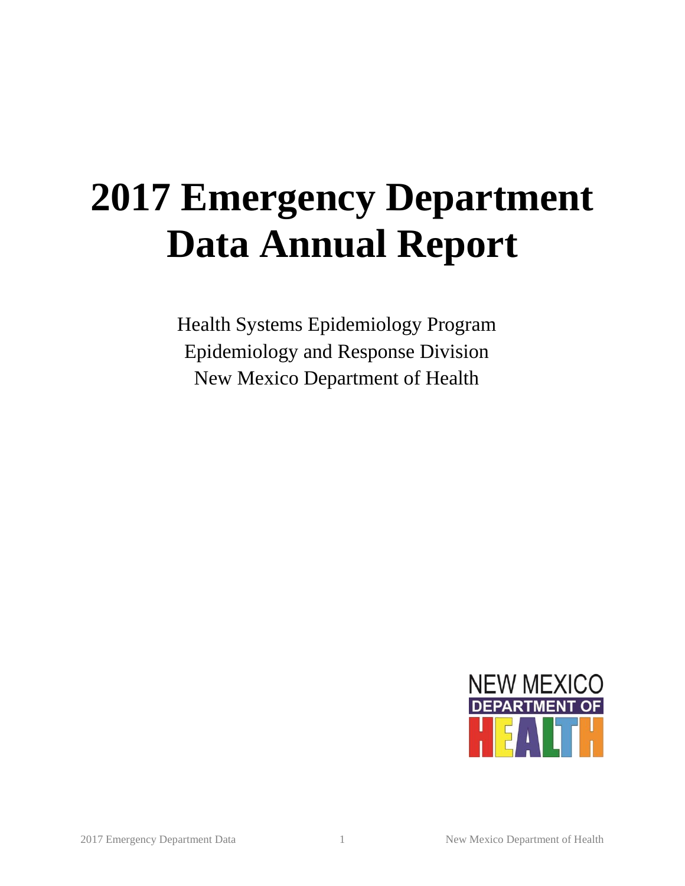# 2017 Emergency Department Data Annual Report

Health Systems Epidemiology Program
Epidemiology and Response Division
New Mexico Department of Health

NEW MEXICO
DEPARTMENT OF
HEALTH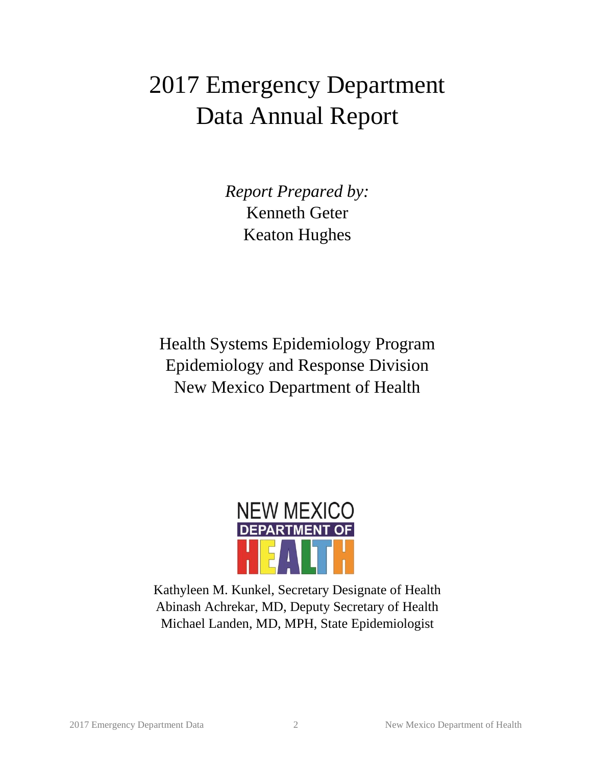# 2017 Emergency Department Data Annual Report

*Report Prepared by:*
Kenneth Geter
Keaton Hughes

Health Systems Epidemiology Program
Epidemiology and Response Division
New Mexico Department of Health

NEW MEXICO DEPARTMENT OF HEALTH

Kathyleen M. Kunkel, Secretary Designate of Health
Abinash Achrekar, MD, Deputy Secretary of Health
Michael Landen, MD, MPH, State Epidemiologist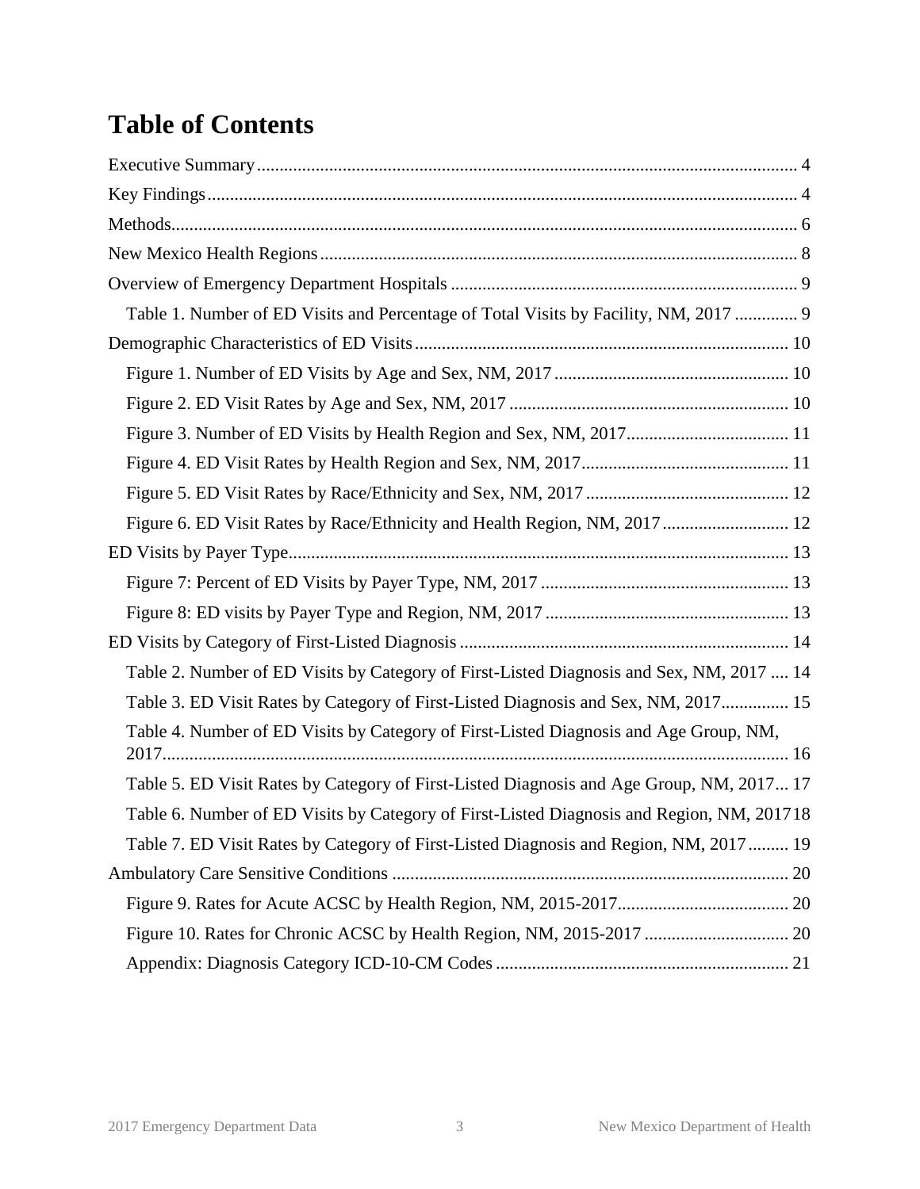# Table of Contents

Executive Summary ... 4

Key Findings ... 4

Methods ... 6

New Mexico Health Regions ... 8

Overview of Emergency Department Hospitals ... 9

- Table 1. Number of ED Visits and Percentage of Total Visits by Facility, NM, 2017 ... 9

Demographic Characteristics of ED Visits ... 10

- Figure 1. Number of ED Visits by Age and Sex, NM, 2017 ... 10
- Figure 2. ED Visit Rates by Age and Sex, NM, 2017 ... 10
- Figure 3. Number of ED Visits by Health Region and Sex, NM, 2017 ... 11
- Figure 4. ED Visit Rates by Health Region and Sex, NM, 2017 ... 11
- Figure 5. ED Visit Rates by Race/Ethnicity and Sex, NM, 2017 ... 12
- Figure 6. ED Visit Rates by Race/Ethnicity and Health Region, NM, 2017 ... 12

ED Visits by Payer Type ... 13

- Figure 7: Percent of ED Visits by Payer Type, NM, 2017 ... 13
- Figure 8: ED visits by Payer Type and Region, NM, 2017 ... 13

ED Visits by Category of First-Listed Diagnosis ... 14

- Table 2. Number of ED Visits by Category of First-Listed Diagnosis and Sex, NM, 2017 ... 14
- Table 3. ED Visit Rates by Category of First-Listed Diagnosis and Sex, NM, 2017 ... 15
- Table 4. Number of ED Visits by Category of First-Listed Diagnosis and Age Group, NM, 2017 ... 16
- Table 5. ED Visit Rates by Category of First-Listed Diagnosis and Age Group, NM, 2017 ... 17
- Table 6. Number of ED Visits by Category of First-Listed Diagnosis and Region, NM, 2017 ... 18
- Table 7. ED Visit Rates by Category of First-Listed Diagnosis and Region, NM, 2017 ... 19

Ambulatory Care Sensitive Conditions ... 20

- Figure 9. Rates for Acute ACSC by Health Region, NM, 2015-2017 ... 20
- Figure 10. Rates for Chronic ACSC by Health Region, NM, 2015-2017 ... 20
- Appendix: Diagnosis Category ICD-10-CM Codes ... 21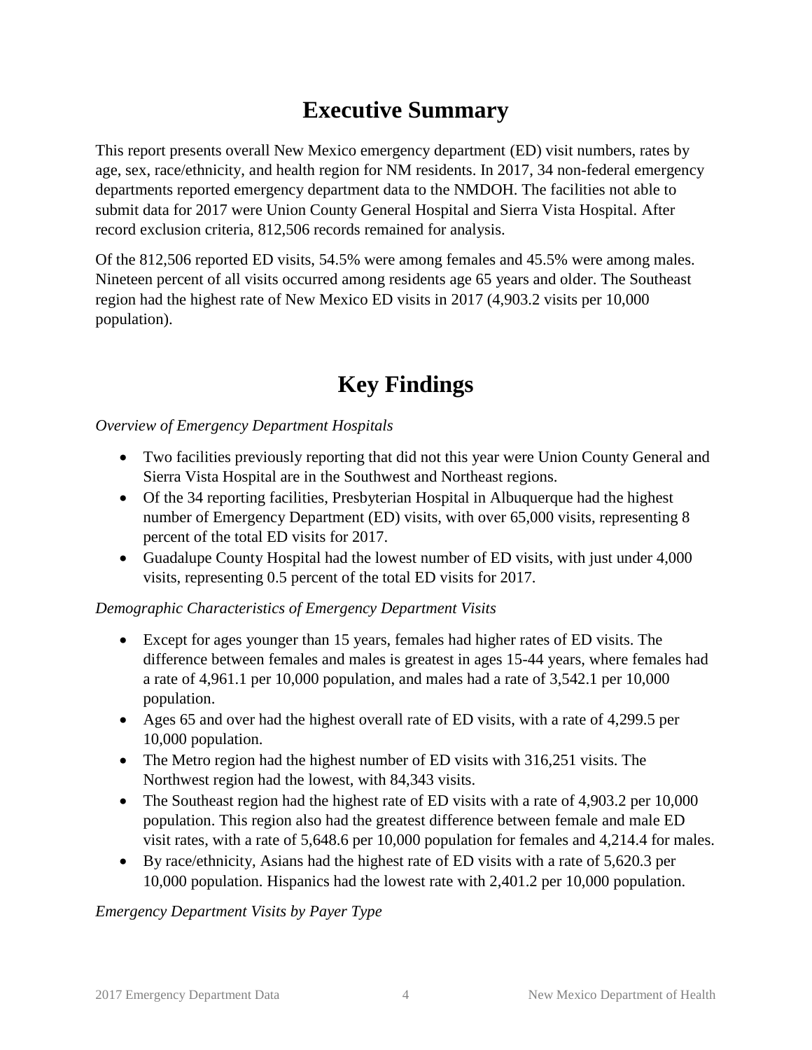# Executive Summary

This report presents overall New Mexico emergency department (ED) visit numbers, rates by age, sex, race/ethnicity, and health region for NM residents. In 2017, 34 non-federal emergency departments reported emergency department data to the NMDOH. The facilities not able to submit data for 2017 were Union County General Hospital and Sierra Vista Hospital. After record exclusion criteria, 812,506 records remained for analysis.

Of the 812,506 reported ED visits, 54.5% were among females and 45.5% were among males. Nineteen percent of all visits occurred among residents age 65 years and older. The Southeast region had the highest rate of New Mexico ED visits in 2017 (4,903.2 visits per 10,000 population).

# Key Findings

*Overview of Emergency Department Hospitals*

- Two facilities previously reporting that did not this year were Union County General and Sierra Vista Hospital are in the Southwest and Northeast regions.
- Of the 34 reporting facilities, Presbyterian Hospital in Albuquerque had the highest number of Emergency Department (ED) visits, with over 65,000 visits, representing 8 percent of the total ED visits for 2017.
- Guadalupe County Hospital had the lowest number of ED visits, with just under 4,000 visits, representing 0.5 percent of the total ED visits for 2017.

*Demographic Characteristics of Emergency Department Visits*

- Except for ages younger than 15 years, females had higher rates of ED visits. The difference between females and males is greatest in ages 15-44 years, where females had a rate of 4,961.1 per 10,000 population, and males had a rate of 3,542.1 per 10,000 population.
- Ages 65 and over had the highest overall rate of ED visits, with a rate of 4,299.5 per 10,000 population.
- The Metro region had the highest number of ED visits with 316,251 visits. The Northwest region had the lowest, with 84,343 visits.
- The Southeast region had the highest rate of ED visits with a rate of 4,903.2 per 10,000 population. This region also had the greatest difference between female and male ED visit rates, with a rate of 5,648.6 per 10,000 population for females and 4,214.4 for males.
- By race/ethnicity, Asians had the highest rate of ED visits with a rate of 5,620.3 per 10,000 population. Hispanics had the lowest rate with 2,401.2 per 10,000 population.

*Emergency Department Visits by Payer Type*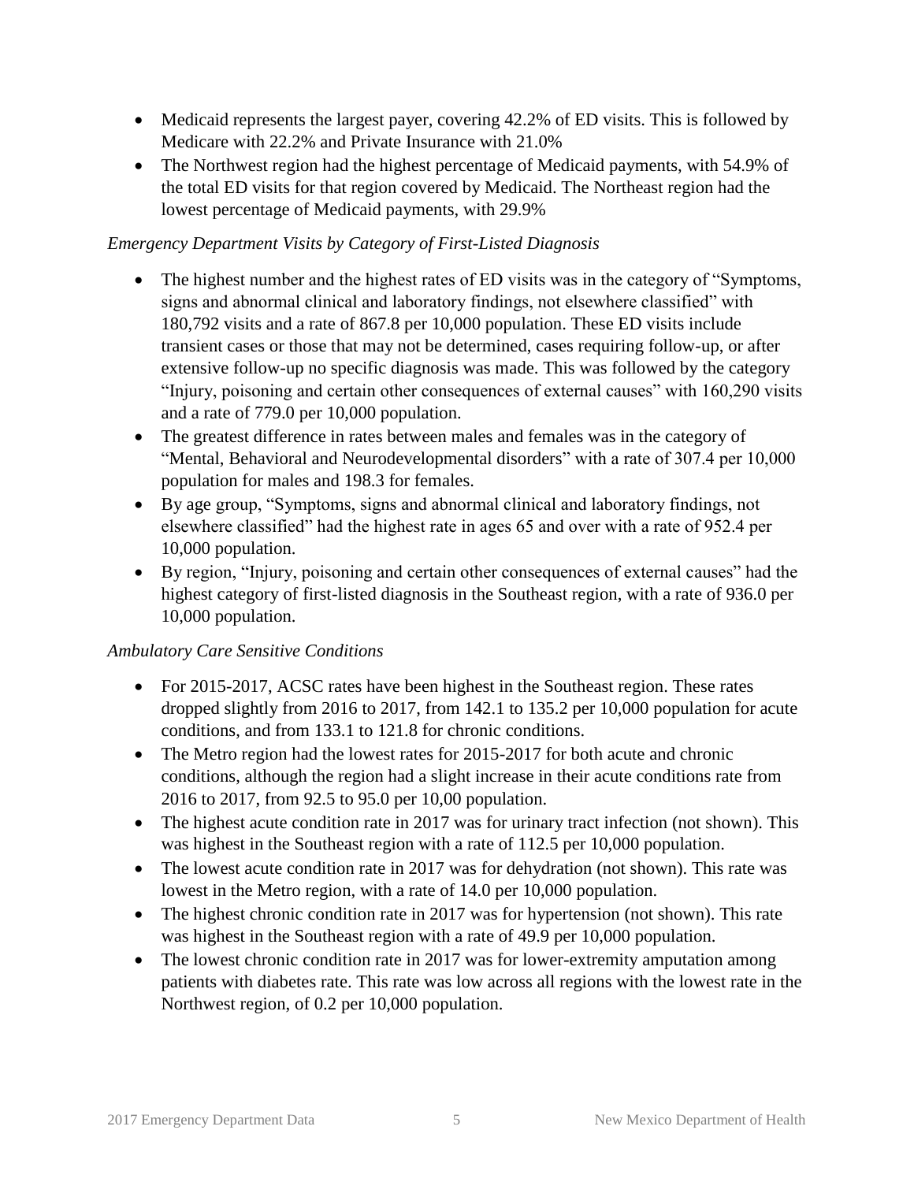- Medicaid represents the largest payer, covering 42.2% of ED visits. This is followed by Medicare with 22.2% and Private Insurance with 21.0%
- The Northwest region had the highest percentage of Medicaid payments, with 54.9% of the total ED visits for that region covered by Medicaid. The Northeast region had the lowest percentage of Medicaid payments, with 29.9%

*Emergency Department Visits by Category of First-Listed Diagnosis*

- The highest number and the highest rates of ED visits was in the category of "Symptoms, signs and abnormal clinical and laboratory findings, not elsewhere classified" with 180,792 visits and a rate of 867.8 per 10,000 population. These ED visits include transient cases or those that may not be determined, cases requiring follow-up, or after extensive follow-up no specific diagnosis was made. This was followed by the category "Injury, poisoning and certain other consequences of external causes" with 160,290 visits and a rate of 779.0 per 10,000 population.
- The greatest difference in rates between males and females was in the category of "Mental, Behavioral and Neurodevelopmental disorders" with a rate of 307.4 per 10,000 population for males and 198.3 for females.
- By age group, "Symptoms, signs and abnormal clinical and laboratory findings, not elsewhere classified" had the highest rate in ages 65 and over with a rate of 952.4 per 10,000 population.
- By region, "Injury, poisoning and certain other consequences of external causes" had the highest category of first-listed diagnosis in the Southeast region, with a rate of 936.0 per 10,000 population.

*Ambulatory Care Sensitive Conditions*

- For 2015-2017, ACSC rates have been highest in the Southeast region. These rates dropped slightly from 2016 to 2017, from 142.1 to 135.2 per 10,000 population for acute conditions, and from 133.1 to 121.8 for chronic conditions.
- The Metro region had the lowest rates for 2015-2017 for both acute and chronic conditions, although the region had a slight increase in their acute conditions rate from 2016 to 2017, from 92.5 to 95.0 per 10,00 population.
- The highest acute condition rate in 2017 was for urinary tract infection (not shown). This was highest in the Southeast region with a rate of 112.5 per 10,000 population.
- The lowest acute condition rate in 2017 was for dehydration (not shown). This rate was lowest in the Metro region, with a rate of 14.0 per 10,000 population.
- The highest chronic condition rate in 2017 was for hypertension (not shown). This rate was highest in the Southeast region with a rate of 49.9 per 10,000 population.
- The lowest chronic condition rate in 2017 was for lower-extremity amputation among patients with diabetes rate. This rate was low across all regions with the lowest rate in the Northwest region, of 0.2 per 10,000 population.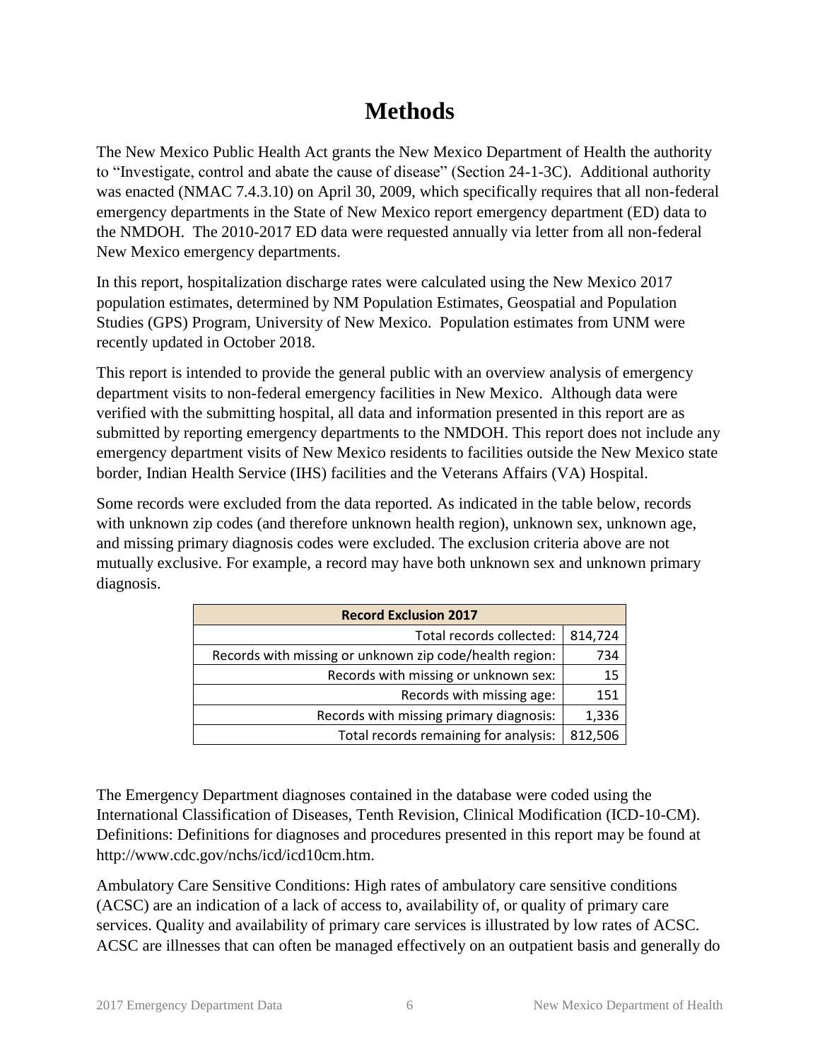# Methods

The New Mexico Public Health Act grants the New Mexico Department of Health the authority to "Investigate, control and abate the cause of disease" (Section 24-1-3C). Additional authority was enacted (NMAC 7.4.3.10) on April 30, 2009, which specifically requires that all non-federal emergency departments in the State of New Mexico report emergency department (ED) data to the NMDOH. The 2010-2017 ED data were requested annually via letter from all non-federal New Mexico emergency departments.

In this report, hospitalization discharge rates were calculated using the New Mexico 2017 population estimates, determined by NM Population Estimates, Geospatial and Population Studies (GPS) Program, University of New Mexico. Population estimates from UNM were recently updated in October 2018.

This report is intended to provide the general public with an overview analysis of emergency department visits to non-federal emergency facilities in New Mexico. Although data were verified with the submitting hospital, all data and information presented in this report are as submitted by reporting emergency departments to the NMDOH. This report does not include any emergency department visits of New Mexico residents to facilities outside the New Mexico state border, Indian Health Service (IHS) facilities and the Veterans Affairs (VA) Hospital.

Some records were excluded from the data reported. As indicated in the table below, records with unknown zip codes (and therefore unknown health region), unknown sex, unknown age, and missing primary diagnosis codes were excluded. The exclusion criteria above are not mutually exclusive. For example, a record may have both unknown sex and unknown primary diagnosis.

| Record Exclusion 2017 | |
|---|---|
| Total records collected: | 814,724 |
| Records with missing or unknown zip code/health region: | 734 |
| Records with missing or unknown sex: | 15 |
| Records with missing age: | 151 |
| Records with missing primary diagnosis: | 1,336 |
| Total records remaining for analysis: | 812,506 |

The Emergency Department diagnoses contained in the database were coded using the International Classification of Diseases, Tenth Revision, Clinical Modification (ICD-10-CM). Definitions: Definitions for diagnoses and procedures presented in this report may be found at http://www.cdc.gov/nchs/icd/icd10cm.htm.

Ambulatory Care Sensitive Conditions: High rates of ambulatory care sensitive conditions (ACSC) are an indication of a lack of access to, availability of, or quality of primary care services. Quality and availability of primary care services is illustrated by low rates of ACSC. ACSC are illnesses that can often be managed effectively on an outpatient basis and generally do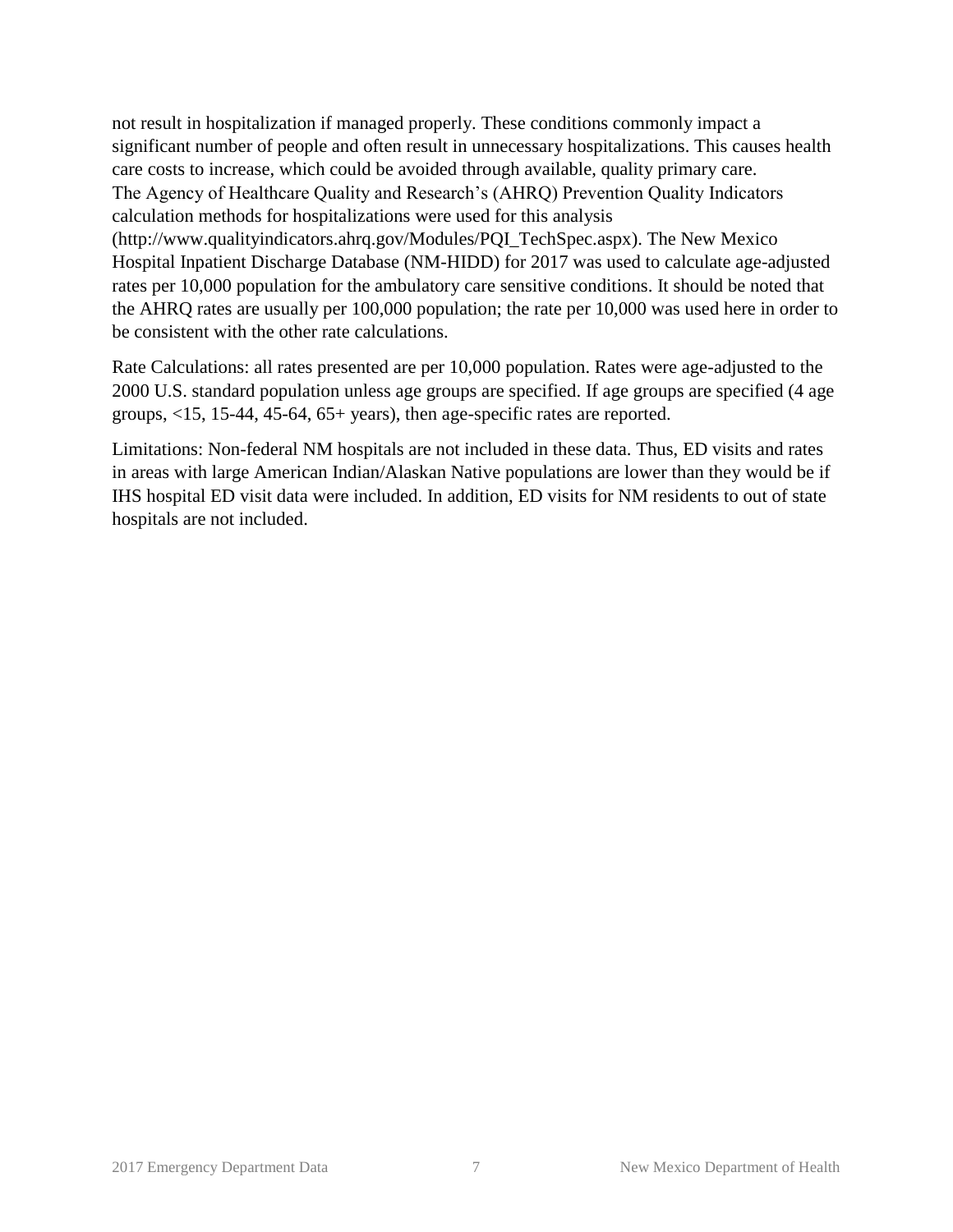not result in hospitalization if managed properly. These conditions commonly impact a significant number of people and often result in unnecessary hospitalizations. This causes health care costs to increase, which could be avoided through available, quality primary care.
The Agency of Healthcare Quality and Research's (AHRQ) Prevention Quality Indicators calculation methods for hospitalizations were used for this analysis (http://www.qualityindicators.ahrq.gov/Modules/PQI_TechSpec.aspx). The New Mexico Hospital Inpatient Discharge Database (NM-HIDD) for 2017 was used to calculate age-adjusted rates per 10,000 population for the ambulatory care sensitive conditions. It should be noted that the AHRQ rates are usually per 100,000 population; the rate per 10,000 was used here in order to be consistent with the other rate calculations.

Rate Calculations: all rates presented are per 10,000 population. Rates were age-adjusted to the 2000 U.S. standard population unless age groups are specified. If age groups are specified (4 age groups, <15, 15-44, 45-64, 65+ years), then age-specific rates are reported.

Limitations: Non-federal NM hospitals are not included in these data. Thus, ED visits and rates in areas with large American Indian/Alaskan Native populations are lower than they would be if IHS hospital ED visit data were included. In addition, ED visits for NM residents to out of state hospitals are not included.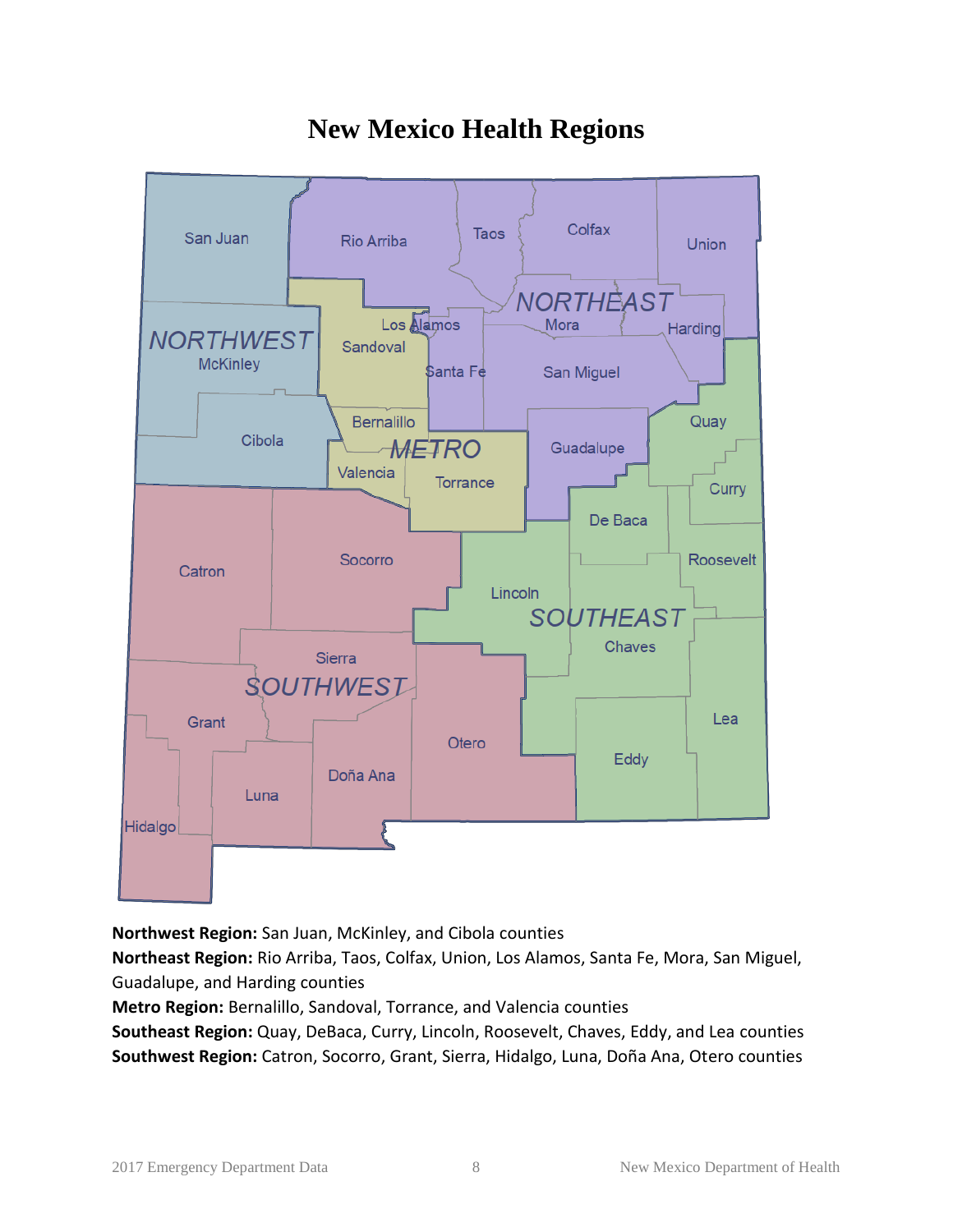# New Mexico Health Regions

**Northwest Region:** San Juan, McKinley, and Cibola counties
**Northeast Region:** Rio Arriba, Taos, Colfax, Union, Los Alamos, Santa Fe, Mora, San Miguel, Guadalupe, and Harding counties
**Metro Region:** Bernalillo, Sandoval, Torrance, and Valencia counties
**Southeast Region:** Quay, DeBaca, Curry, Lincoln, Roosevelt, Chaves, Eddy, and Lea counties
**Southwest Region:** Catron, Socorro, Grant, Sierra, Hidalgo, Luna, Doña Ana, Otero counties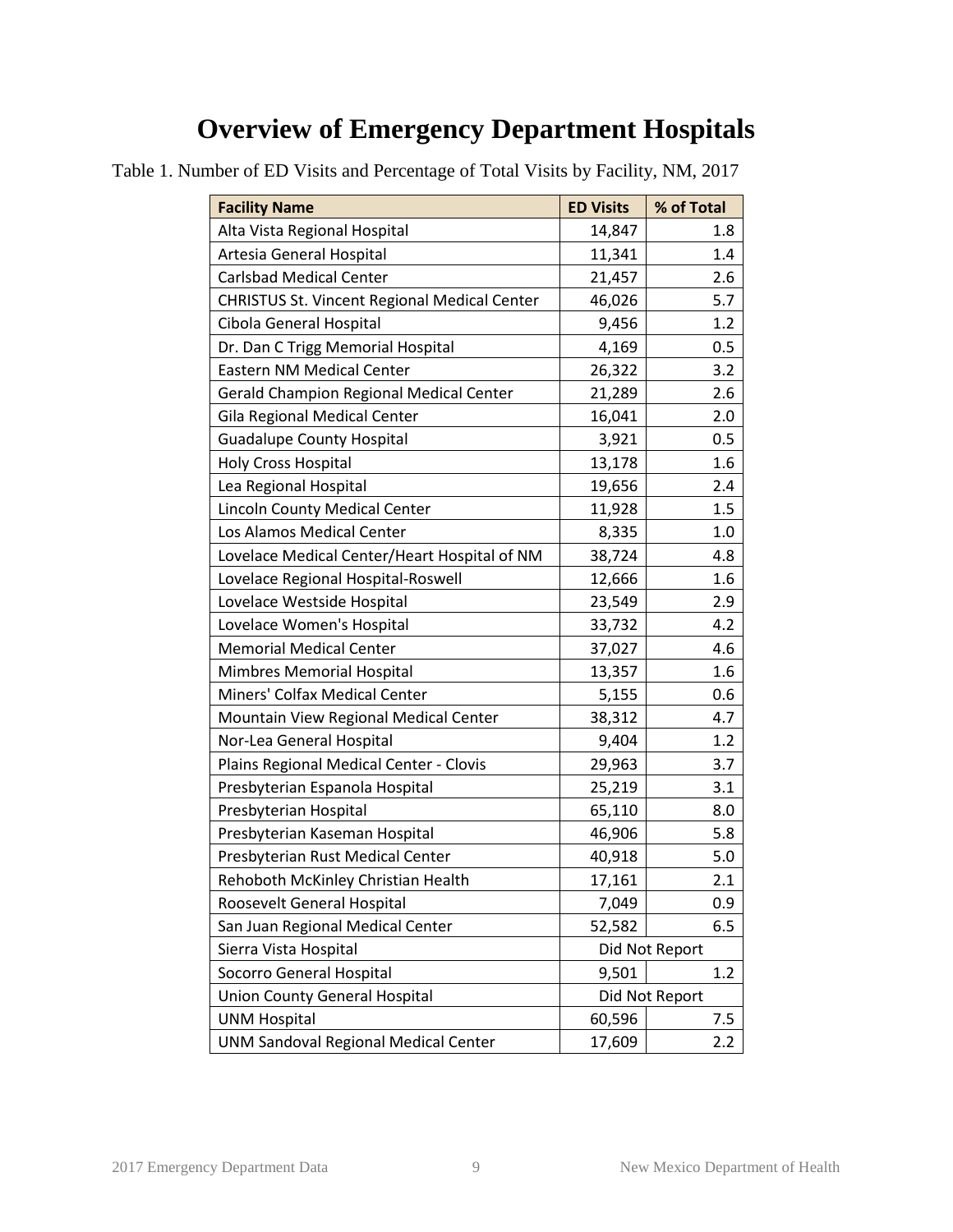# Overview of Emergency Department Hospitals

Table 1. Number of ED Visits and Percentage of Total Visits by Facility, NM, 2017

| Facility Name | ED Visits | % of Total |
|---|---|---|
| Alta Vista Regional Hospital | 14,847 | 1.8 |
| Artesia General Hospital | 11,341 | 1.4 |
| Carlsbad Medical Center | 21,457 | 2.6 |
| CHRISTUS St. Vincent Regional Medical Center | 46,026 | 5.7 |
| Cibola General Hospital | 9,456 | 1.2 |
| Dr. Dan C Trigg Memorial Hospital | 4,169 | 0.5 |
| Eastern NM Medical Center | 26,322 | 3.2 |
| Gerald Champion Regional Medical Center | 21,289 | 2.6 |
| Gila Regional Medical Center | 16,041 | 2.0 |
| Guadalupe County Hospital | 3,921 | 0.5 |
| Holy Cross Hospital | 13,178 | 1.6 |
| Lea Regional Hospital | 19,656 | 2.4 |
| Lincoln County Medical Center | 11,928 | 1.5 |
| Los Alamos Medical Center | 8,335 | 1.0 |
| Lovelace Medical Center/Heart Hospital of NM | 38,724 | 4.8 |
| Lovelace Regional Hospital-Roswell | 12,666 | 1.6 |
| Lovelace Westside Hospital | 23,549 | 2.9 |
| Lovelace Women's Hospital | 33,732 | 4.2 |
| Memorial Medical Center | 37,027 | 4.6 |
| Mimbres Memorial Hospital | 13,357 | 1.6 |
| Miners' Colfax Medical Center | 5,155 | 0.6 |
| Mountain View Regional Medical Center | 38,312 | 4.7 |
| Nor-Lea General Hospital | 9,404 | 1.2 |
| Plains Regional Medical Center - Clovis | 29,963 | 3.7 |
| Presbyterian Espanola Hospital | 25,219 | 3.1 |
| Presbyterian Hospital | 65,110 | 8.0 |
| Presbyterian Kaseman Hospital | 46,906 | 5.8 |
| Presbyterian Rust Medical Center | 40,918 | 5.0 |
| Rehoboth McKinley Christian Health | 17,161 | 2.1 |
| Roosevelt General Hospital | 7,049 | 0.9 |
| San Juan Regional Medical Center | 52,582 | 6.5 |
| Sierra Vista Hospital | Did Not Report | |
| Socorro General Hospital | 9,501 | 1.2 |
| Union County General Hospital | Did Not Report | |
| UNM Hospital | 60,596 | 7.5 |
| UNM Sandoval Regional Medical Center | 17,609 | 2.2 |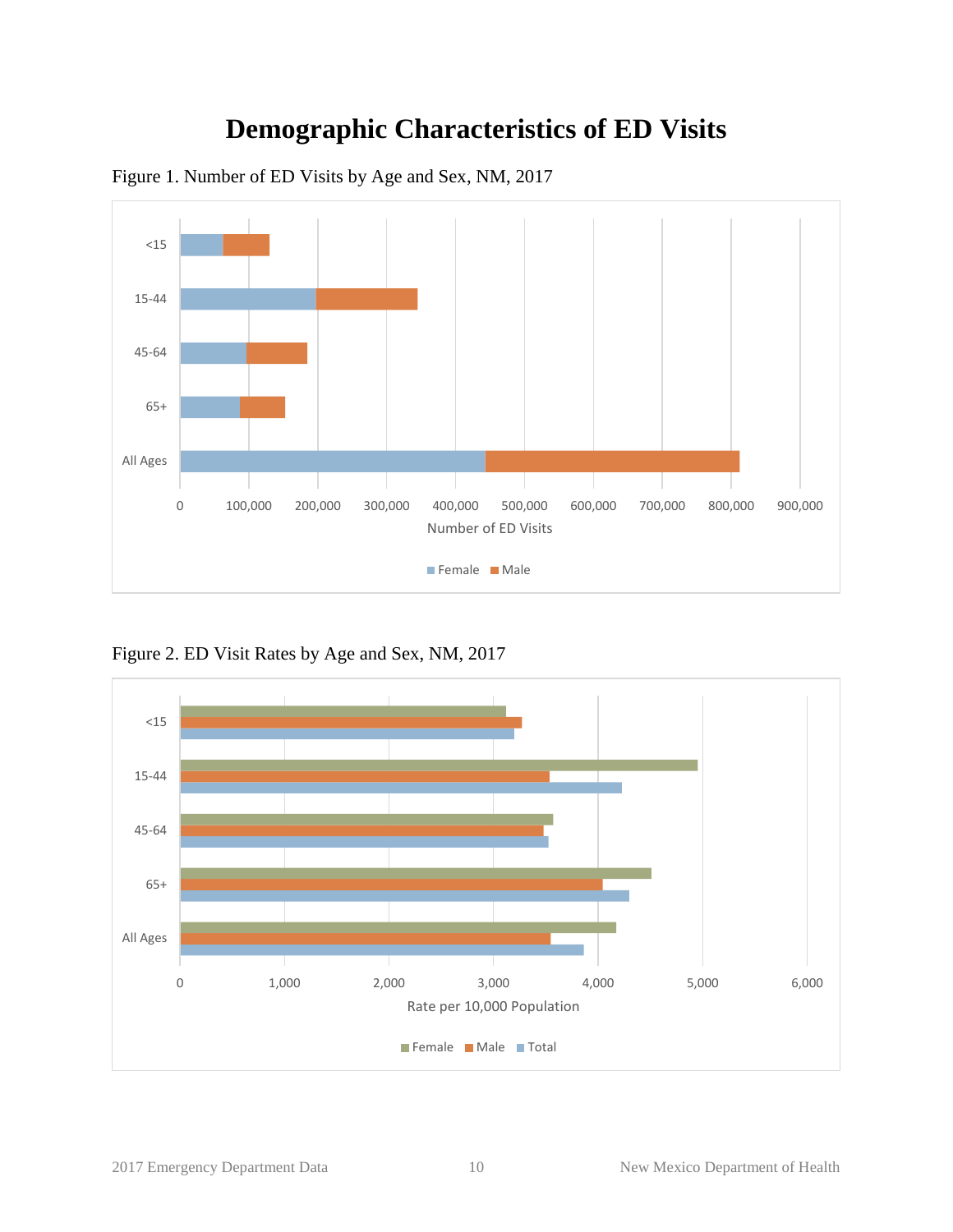# Demographic Characteristics of ED Visits

Figure 1. Number of ED Visits by Age and Sex, NM, 2017

Figure 2. ED Visit Rates by Age and Sex, NM, 2017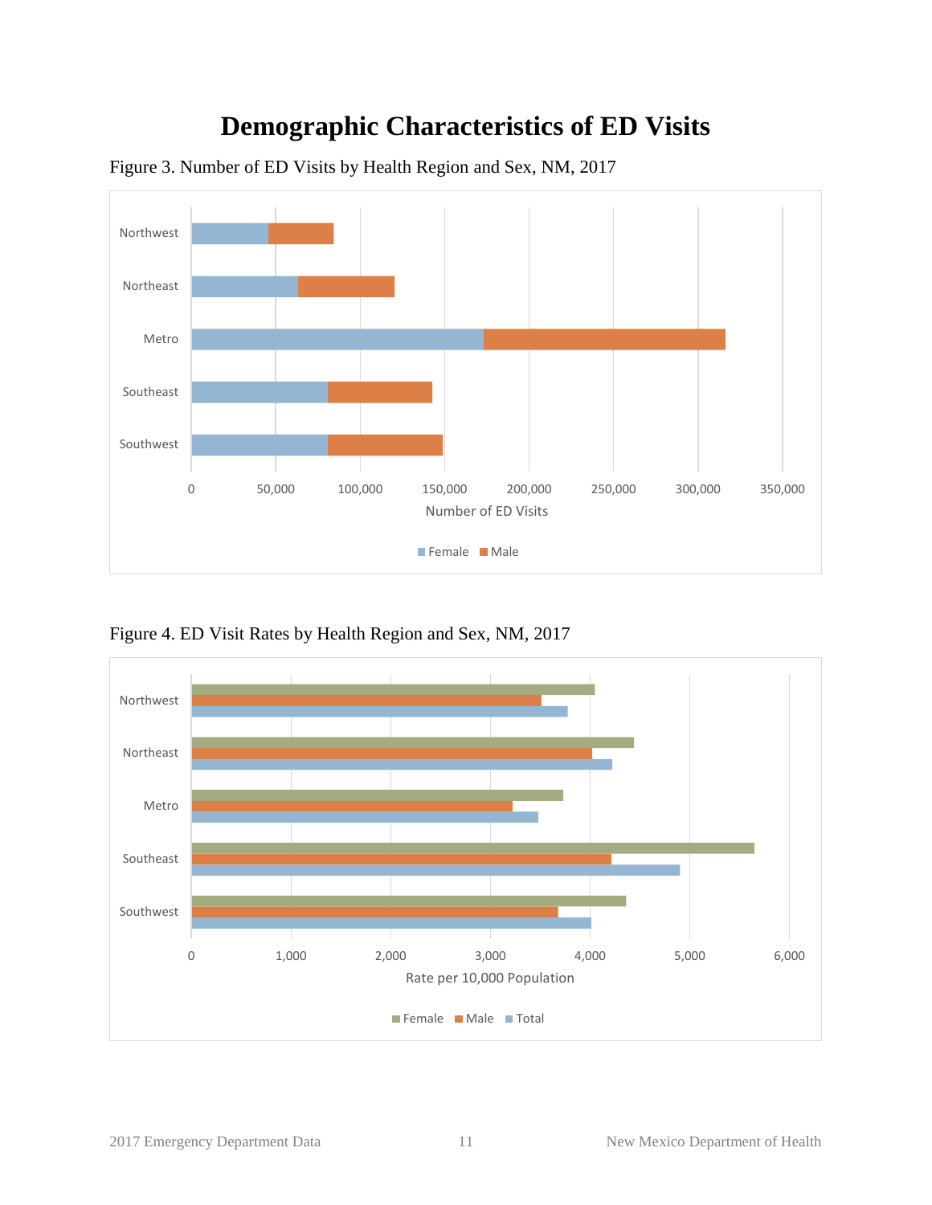# Demographic Characteristics of ED Visits

Figure 3. Number of ED Visits by Health Region and Sex, NM, 2017

Figure 4. ED Visit Rates by Health Region and Sex, NM, 2017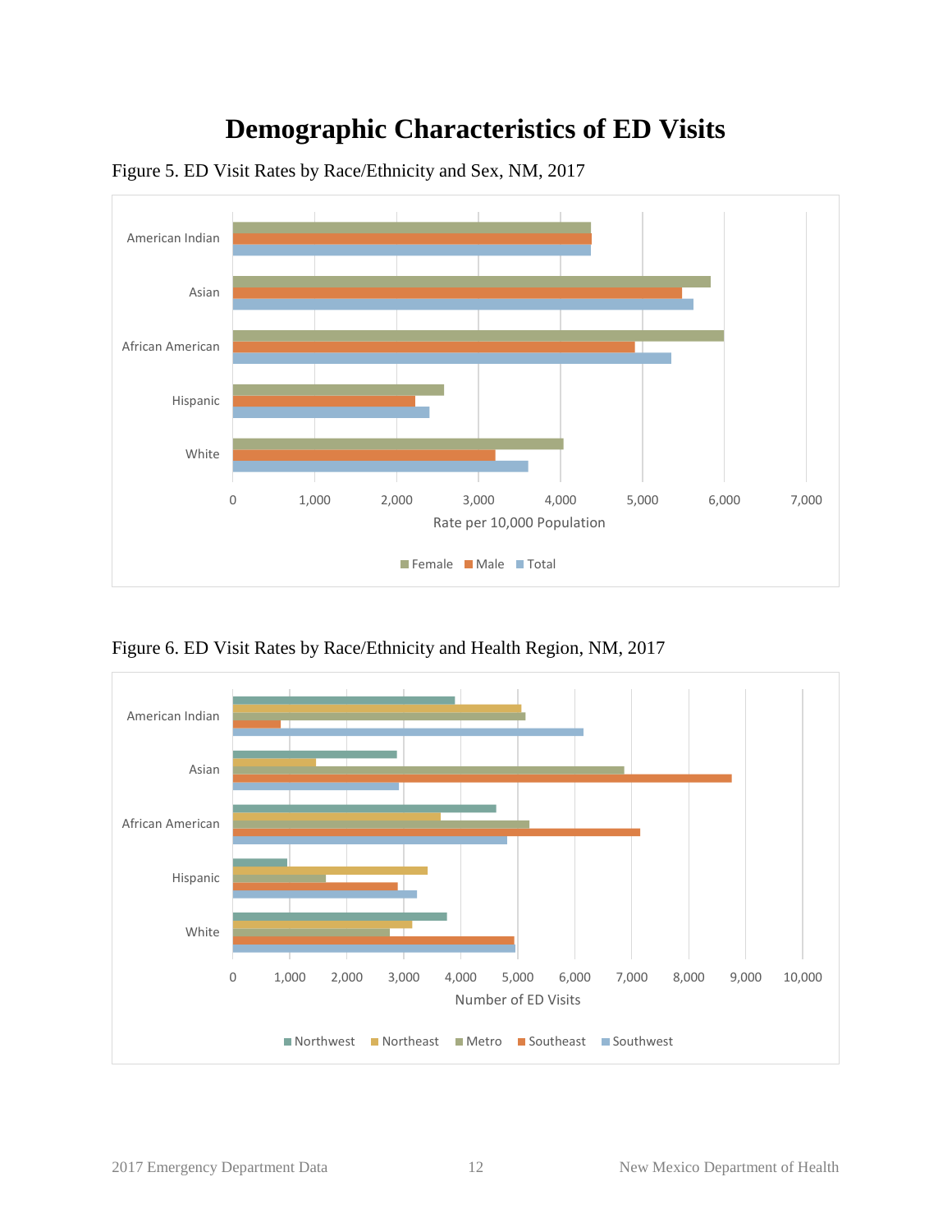# Demographic Characteristics of ED Visits

Figure 5. ED Visit Rates by Race/Ethnicity and Sex, NM, 2017

Figure 6. ED Visit Rates by Race/Ethnicity and Health Region, NM, 2017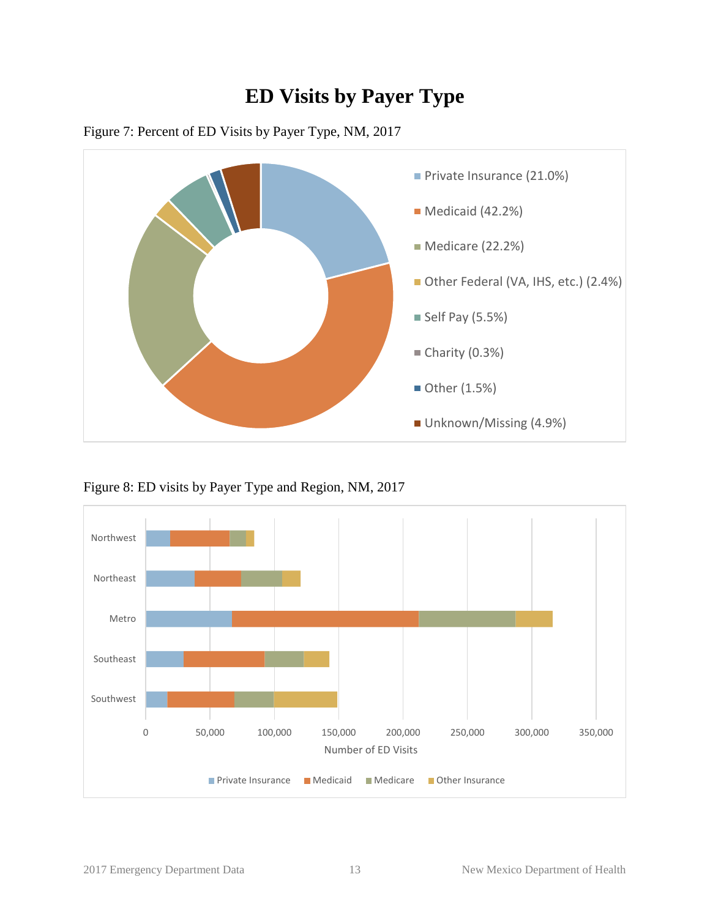# ED Visits by Payer Type

Figure 7: Percent of ED Visits by Payer Type, NM, 2017

- Private Insurance (21.0%)
- Medicaid (42.2%)
- Medicare (22.2%)
- Other Federal (VA, IHS, etc.) (2.4%)
- Self Pay (5.5%)
- Charity (0.3%)
- Other (1.5%)
- Unknown/Missing (4.9%)

Figure 8: ED visits by Payer Type and Region, NM, 2017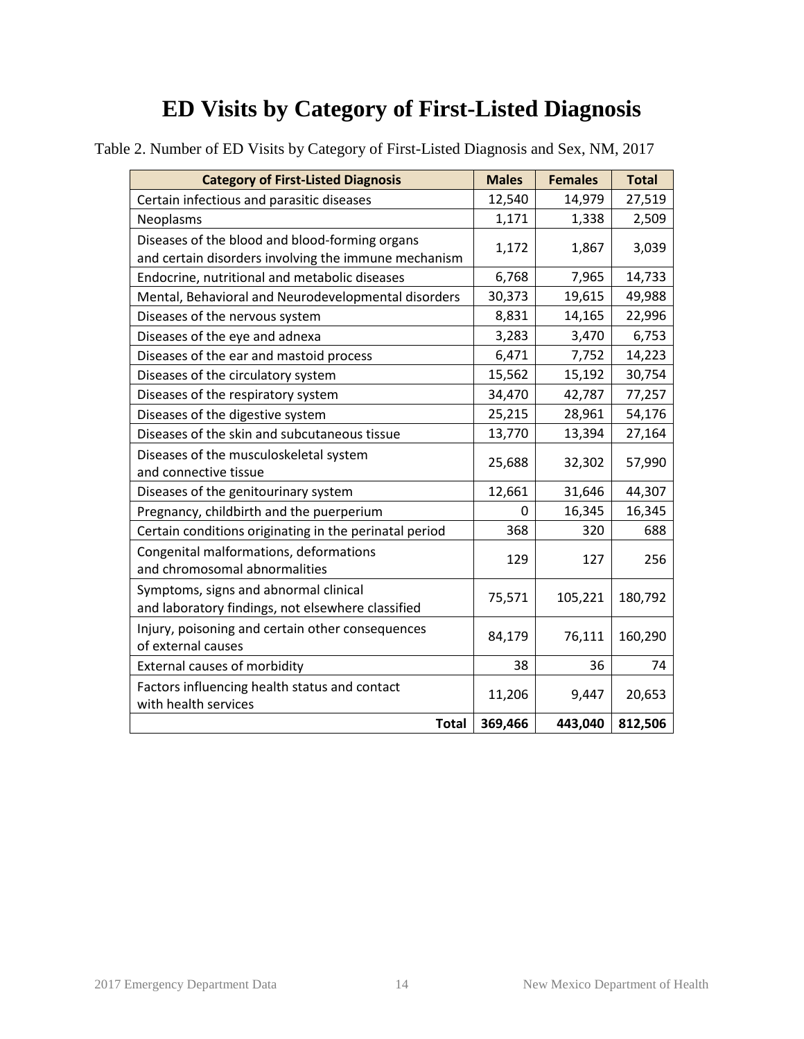# ED Visits by Category of First-Listed Diagnosis

Table 2. Number of ED Visits by Category of First-Listed Diagnosis and Sex, NM, 2017

| Category of First-Listed Diagnosis | Males | Females | Total |
|---|---|---|---|
| Certain infectious and parasitic diseases | 12,540 | 14,979 | 27,519 |
| Neoplasms | 1,171 | 1,338 | 2,509 |
| Diseases of the blood and blood-forming organs and certain disorders involving the immune mechanism | 1,172 | 1,867 | 3,039 |
| Endocrine, nutritional and metabolic diseases | 6,768 | 7,965 | 14,733 |
| Mental, Behavioral and Neurodevelopmental disorders | 30,373 | 19,615 | 49,988 |
| Diseases of the nervous system | 8,831 | 14,165 | 22,996 |
| Diseases of the eye and adnexa | 3,283 | 3,470 | 6,753 |
| Diseases of the ear and mastoid process | 6,471 | 7,752 | 14,223 |
| Diseases of the circulatory system | 15,562 | 15,192 | 30,754 |
| Diseases of the respiratory system | 34,470 | 42,787 | 77,257 |
| Diseases of the digestive system | 25,215 | 28,961 | 54,176 |
| Diseases of the skin and subcutaneous tissue | 13,770 | 13,394 | 27,164 |
| Diseases of the musculoskeletal system and connective tissue | 25,688 | 32,302 | 57,990 |
| Diseases of the genitourinary system | 12,661 | 31,646 | 44,307 |
| Pregnancy, childbirth and the puerperium | 0 | 16,345 | 16,345 |
| Certain conditions originating in the perinatal period | 368 | 320 | 688 |
| Congenital malformations, deformations and chromosomal abnormalities | 129 | 127 | 256 |
| Symptoms, signs and abnormal clinical and laboratory findings, not elsewhere classified | 75,571 | 105,221 | 180,792 |
| Injury, poisoning and certain other consequences of external causes | 84,179 | 76,111 | 160,290 |
| External causes of morbidity | 38 | 36 | 74 |
| Factors influencing health status and contact with health services | 11,206 | 9,447 | 20,653 |
| **Total** | **369,466** | **443,040** | **812,506** |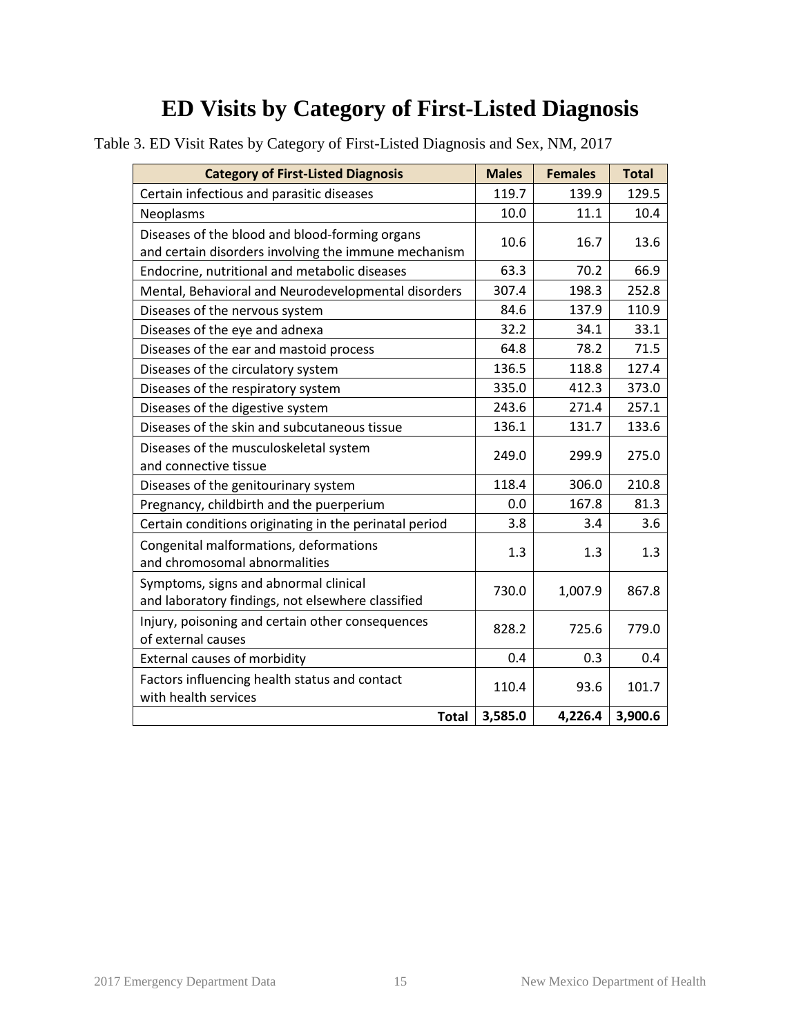# ED Visits by Category of First-Listed Diagnosis

Table 3. ED Visit Rates by Category of First-Listed Diagnosis and Sex, NM, 2017

| Category of First-Listed Diagnosis | Males | Females | Total |
|---|---|---|---|
| Certain infectious and parasitic diseases | 119.7 | 139.9 | 129.5 |
| Neoplasms | 10.0 | 11.1 | 10.4 |
| Diseases of the blood and blood-forming organs and certain disorders involving the immune mechanism | 10.6 | 16.7 | 13.6 |
| Endocrine, nutritional and metabolic diseases | 63.3 | 70.2 | 66.9 |
| Mental, Behavioral and Neurodevelopmental disorders | 307.4 | 198.3 | 252.8 |
| Diseases of the nervous system | 84.6 | 137.9 | 110.9 |
| Diseases of the eye and adnexa | 32.2 | 34.1 | 33.1 |
| Diseases of the ear and mastoid process | 64.8 | 78.2 | 71.5 |
| Diseases of the circulatory system | 136.5 | 118.8 | 127.4 |
| Diseases of the respiratory system | 335.0 | 412.3 | 373.0 |
| Diseases of the digestive system | 243.6 | 271.4 | 257.1 |
| Diseases of the skin and subcutaneous tissue | 136.1 | 131.7 | 133.6 |
| Diseases of the musculoskeletal system and connective tissue | 249.0 | 299.9 | 275.0 |
| Diseases of the genitourinary system | 118.4 | 306.0 | 210.8 |
| Pregnancy, childbirth and the puerperium | 0.0 | 167.8 | 81.3 |
| Certain conditions originating in the perinatal period | 3.8 | 3.4 | 3.6 |
| Congenital malformations, deformations and chromosomal abnormalities | 1.3 | 1.3 | 1.3 |
| Symptoms, signs and abnormal clinical and laboratory findings, not elsewhere classified | 730.0 | 1,007.9 | 867.8 |
| Injury, poisoning and certain other consequences of external causes | 828.2 | 725.6 | 779.0 |
| External causes of morbidity | 0.4 | 0.3 | 0.4 |
| Factors influencing health status and contact with health services | 110.4 | 93.6 | 101.7 |
| **Total** | **3,585.0** | **4,226.4** | **3,900.6** |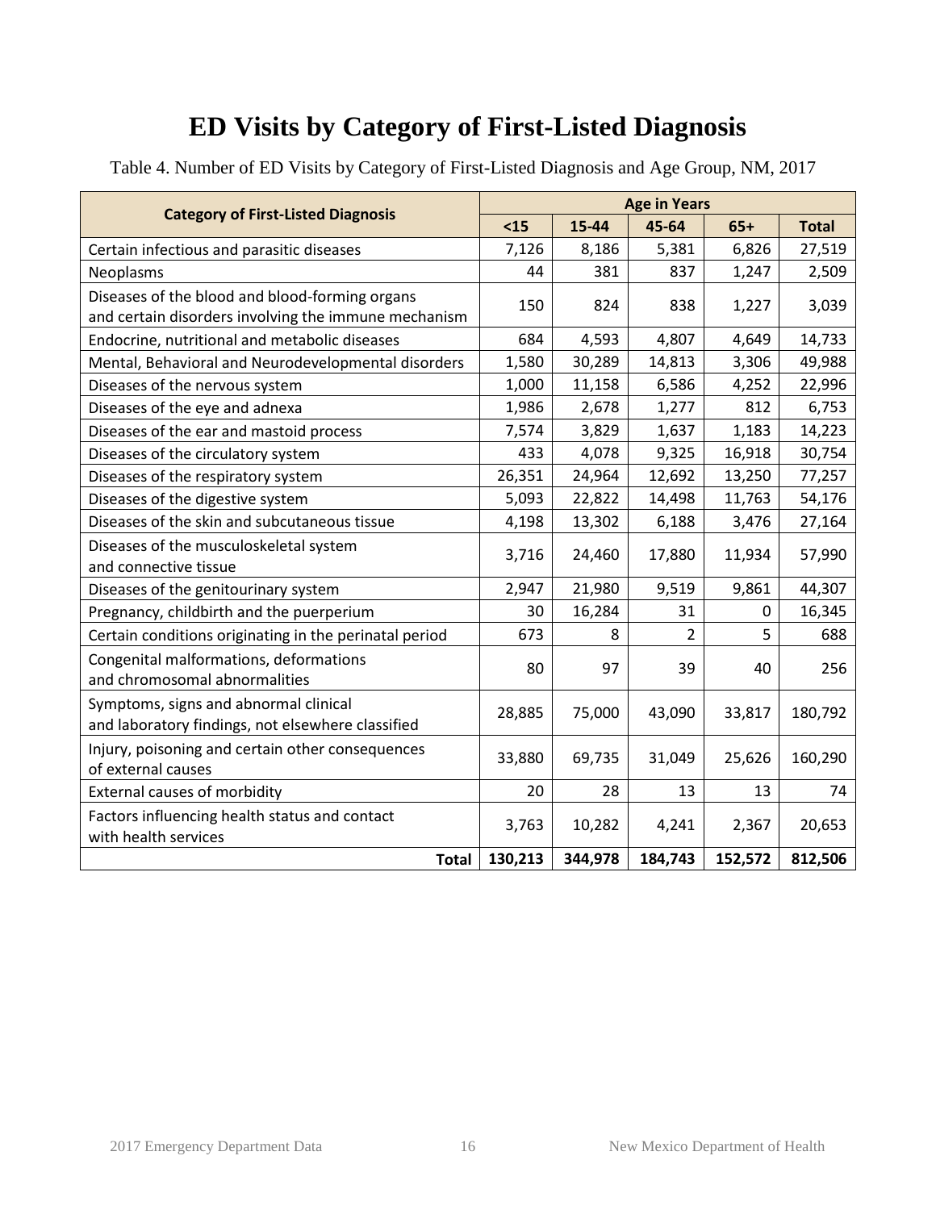# ED Visits by Category of First-Listed Diagnosis

Table 4. Number of ED Visits by Category of First-Listed Diagnosis and Age Group, NM, 2017

| Category of First-Listed Diagnosis | Age in Years | | | | |
|---|---|---|---|---|---|
| | <15 | 15-44 | 45-64 | 65+ | Total |
| Certain infectious and parasitic diseases | 7,126 | 8,186 | 5,381 | 6,826 | 27,519 |
| Neoplasms | 44 | 381 | 837 | 1,247 | 2,509 |
| Diseases of the blood and blood-forming organs and certain disorders involving the immune mechanism | 150 | 824 | 838 | 1,227 | 3,039 |
| Endocrine, nutritional and metabolic diseases | 684 | 4,593 | 4,807 | 4,649 | 14,733 |
| Mental, Behavioral and Neurodevelopmental disorders | 1,580 | 30,289 | 14,813 | 3,306 | 49,988 |
| Diseases of the nervous system | 1,000 | 11,158 | 6,586 | 4,252 | 22,996 |
| Diseases of the eye and adnexa | 1,986 | 2,678 | 1,277 | 812 | 6,753 |
| Diseases of the ear and mastoid process | 7,574 | 3,829 | 1,637 | 1,183 | 14,223 |
| Diseases of the circulatory system | 433 | 4,078 | 9,325 | 16,918 | 30,754 |
| Diseases of the respiratory system | 26,351 | 24,964 | 12,692 | 13,250 | 77,257 |
| Diseases of the digestive system | 5,093 | 22,822 | 14,498 | 11,763 | 54,176 |
| Diseases of the skin and subcutaneous tissue | 4,198 | 13,302 | 6,188 | 3,476 | 27,164 |
| Diseases of the musculoskeletal system and connective tissue | 3,716 | 24,460 | 17,880 | 11,934 | 57,990 |
| Diseases of the genitourinary system | 2,947 | 21,980 | 9,519 | 9,861 | 44,307 |
| Pregnancy, childbirth and the puerperium | 30 | 16,284 | 31 | 0 | 16,345 |
| Certain conditions originating in the perinatal period | 673 | 8 | 2 | 5 | 688 |
| Congenital malformations, deformations and chromosomal abnormalities | 80 | 97 | 39 | 40 | 256 |
| Symptoms, signs and abnormal clinical and laboratory findings, not elsewhere classified | 28,885 | 75,000 | 43,090 | 33,817 | 180,792 |
| Injury, poisoning and certain other consequences of external causes | 33,880 | 69,735 | 31,049 | 25,626 | 160,290 |
| External causes of morbidity | 20 | 28 | 13 | 13 | 74 |
| Factors influencing health status and contact with health services | 3,763 | 10,282 | 4,241 | 2,367 | 20,653 |
| **Total** | **130,213** | **344,978** | **184,743** | **152,572** | **812,506** |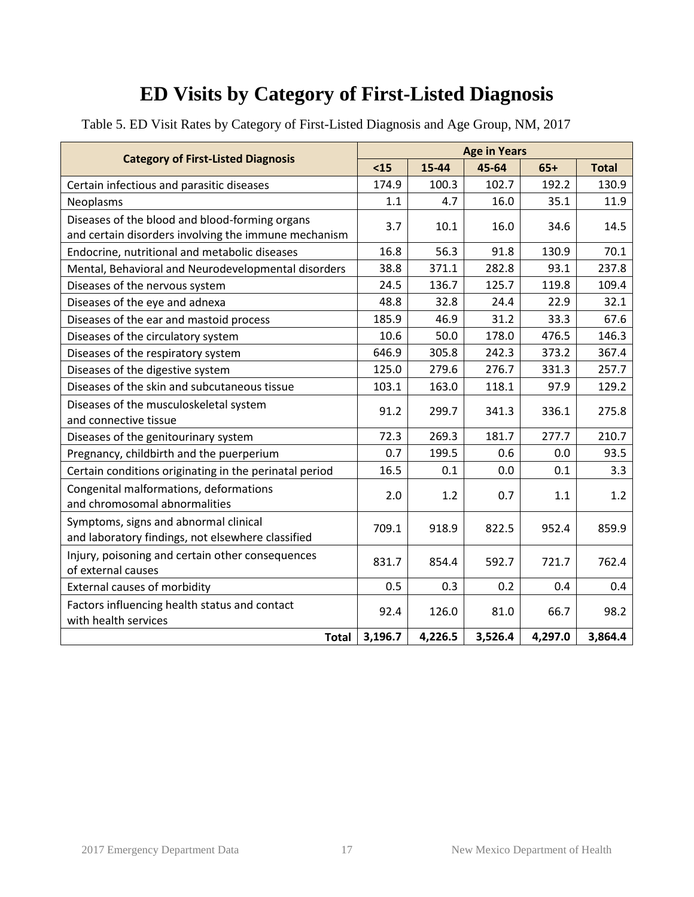# ED Visits by Category of First-Listed Diagnosis

Table 5. ED Visit Rates by Category of First-Listed Diagnosis and Age Group, NM, 2017

| Category of First-Listed Diagnosis | Age in Years | | | | |
|---|---|---|---|---|---|
| | <15 | 15-44 | 45-64 | 65+ | Total |
| Certain infectious and parasitic diseases | 174.9 | 100.3 | 102.7 | 192.2 | 130.9 |
| Neoplasms | 1.1 | 4.7 | 16.0 | 35.1 | 11.9 |
| Diseases of the blood and blood-forming organs and certain disorders involving the immune mechanism | 3.7 | 10.1 | 16.0 | 34.6 | 14.5 |
| Endocrine, nutritional and metabolic diseases | 16.8 | 56.3 | 91.8 | 130.9 | 70.1 |
| Mental, Behavioral and Neurodevelopmental disorders | 38.8 | 371.1 | 282.8 | 93.1 | 237.8 |
| Diseases of the nervous system | 24.5 | 136.7 | 125.7 | 119.8 | 109.4 |
| Diseases of the eye and adnexa | 48.8 | 32.8 | 24.4 | 22.9 | 32.1 |
| Diseases of the ear and mastoid process | 185.9 | 46.9 | 31.2 | 33.3 | 67.6 |
| Diseases of the circulatory system | 10.6 | 50.0 | 178.0 | 476.5 | 146.3 |
| Diseases of the respiratory system | 646.9 | 305.8 | 242.3 | 373.2 | 367.4 |
| Diseases of the digestive system | 125.0 | 279.6 | 276.7 | 331.3 | 257.7 |
| Diseases of the skin and subcutaneous tissue | 103.1 | 163.0 | 118.1 | 97.9 | 129.2 |
| Diseases of the musculoskeletal system and connective tissue | 91.2 | 299.7 | 341.3 | 336.1 | 275.8 |
| Diseases of the genitourinary system | 72.3 | 269.3 | 181.7 | 277.7 | 210.7 |
| Pregnancy, childbirth and the puerperium | 0.7 | 199.5 | 0.6 | 0.0 | 93.5 |
| Certain conditions originating in the perinatal period | 16.5 | 0.1 | 0.0 | 0.1 | 3.3 |
| Congenital malformations, deformations and chromosomal abnormalities | 2.0 | 1.2 | 0.7 | 1.1 | 1.2 |
| Symptoms, signs and abnormal clinical and laboratory findings, not elsewhere classified | 709.1 | 918.9 | 822.5 | 952.4 | 859.9 |
| Injury, poisoning and certain other consequences of external causes | 831.7 | 854.4 | 592.7 | 721.7 | 762.4 |
| External causes of morbidity | 0.5 | 0.3 | 0.2 | 0.4 | 0.4 |
| Factors influencing health status and contact with health services | 92.4 | 126.0 | 81.0 | 66.7 | 98.2 |
| **Total** | **3,196.7** | **4,226.5** | **3,526.4** | **4,297.0** | **3,864.4** |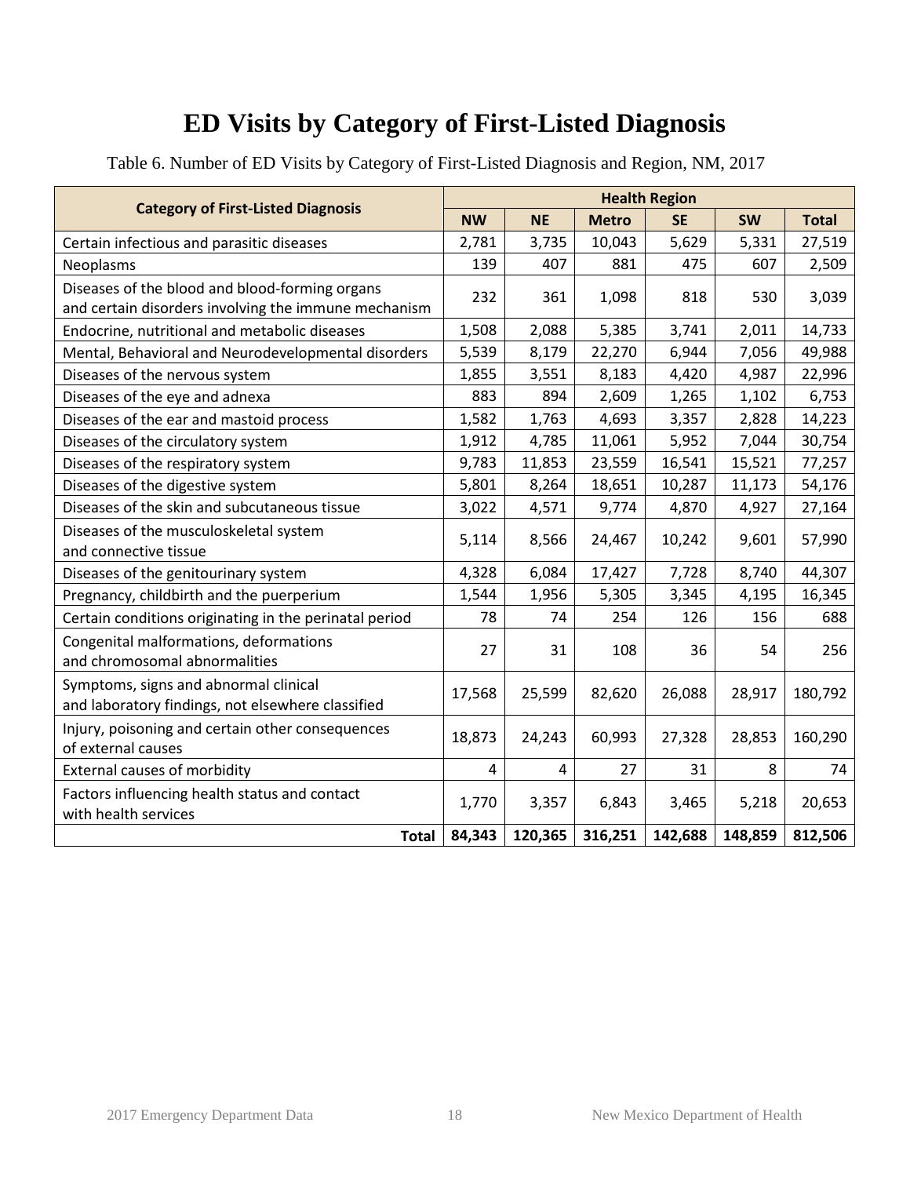# ED Visits by Category of First-Listed Diagnosis

Table 6. Number of ED Visits by Category of First-Listed Diagnosis and Region, NM, 2017

| Category of First-Listed Diagnosis | Health Region | | | | | |
|---|---|---|---|---|---|---|
| | NW | NE | Metro | SE | SW | Total |
| Certain infectious and parasitic diseases | 2,781 | 3,735 | 10,043 | 5,629 | 5,331 | 27,519 |
| Neoplasms | 139 | 407 | 881 | 475 | 607 | 2,509 |
| Diseases of the blood and blood-forming organs and certain disorders involving the immune mechanism | 232 | 361 | 1,098 | 818 | 530 | 3,039 |
| Endocrine, nutritional and metabolic diseases | 1,508 | 2,088 | 5,385 | 3,741 | 2,011 | 14,733 |
| Mental, Behavioral and Neurodevelopmental disorders | 5,539 | 8,179 | 22,270 | 6,944 | 7,056 | 49,988 |
| Diseases of the nervous system | 1,855 | 3,551 | 8,183 | 4,420 | 4,987 | 22,996 |
| Diseases of the eye and adnexa | 883 | 894 | 2,609 | 1,265 | 1,102 | 6,753 |
| Diseases of the ear and mastoid process | 1,582 | 1,763 | 4,693 | 3,357 | 2,828 | 14,223 |
| Diseases of the circulatory system | 1,912 | 4,785 | 11,061 | 5,952 | 7,044 | 30,754 |
| Diseases of the respiratory system | 9,783 | 11,853 | 23,559 | 16,541 | 15,521 | 77,257 |
| Diseases of the digestive system | 5,801 | 8,264 | 18,651 | 10,287 | 11,173 | 54,176 |
| Diseases of the skin and subcutaneous tissue | 3,022 | 4,571 | 9,774 | 4,870 | 4,927 | 27,164 |
| Diseases of the musculoskeletal system and connective tissue | 5,114 | 8,566 | 24,467 | 10,242 | 9,601 | 57,990 |
| Diseases of the genitourinary system | 4,328 | 6,084 | 17,427 | 7,728 | 8,740 | 44,307 |
| Pregnancy, childbirth and the puerperium | 1,544 | 1,956 | 5,305 | 3,345 | 4,195 | 16,345 |
| Certain conditions originating in the perinatal period | 78 | 74 | 254 | 126 | 156 | 688 |
| Congenital malformations, deformations and chromosomal abnormalities | 27 | 31 | 108 | 36 | 54 | 256 |
| Symptoms, signs and abnormal clinical and laboratory findings, not elsewhere classified | 17,568 | 25,599 | 82,620 | 26,088 | 28,917 | 180,792 |
| Injury, poisoning and certain other consequences of external causes | 18,873 | 24,243 | 60,993 | 27,328 | 28,853 | 160,290 |
| External causes of morbidity | 4 | 4 | 27 | 31 | 8 | 74 |
| Factors influencing health status and contact with health services | 1,770 | 3,357 | 6,843 | 3,465 | 5,218 | 20,653 |
| **Total** | **84,343** | **120,365** | **316,251** | **142,688** | **148,859** | **812,506** |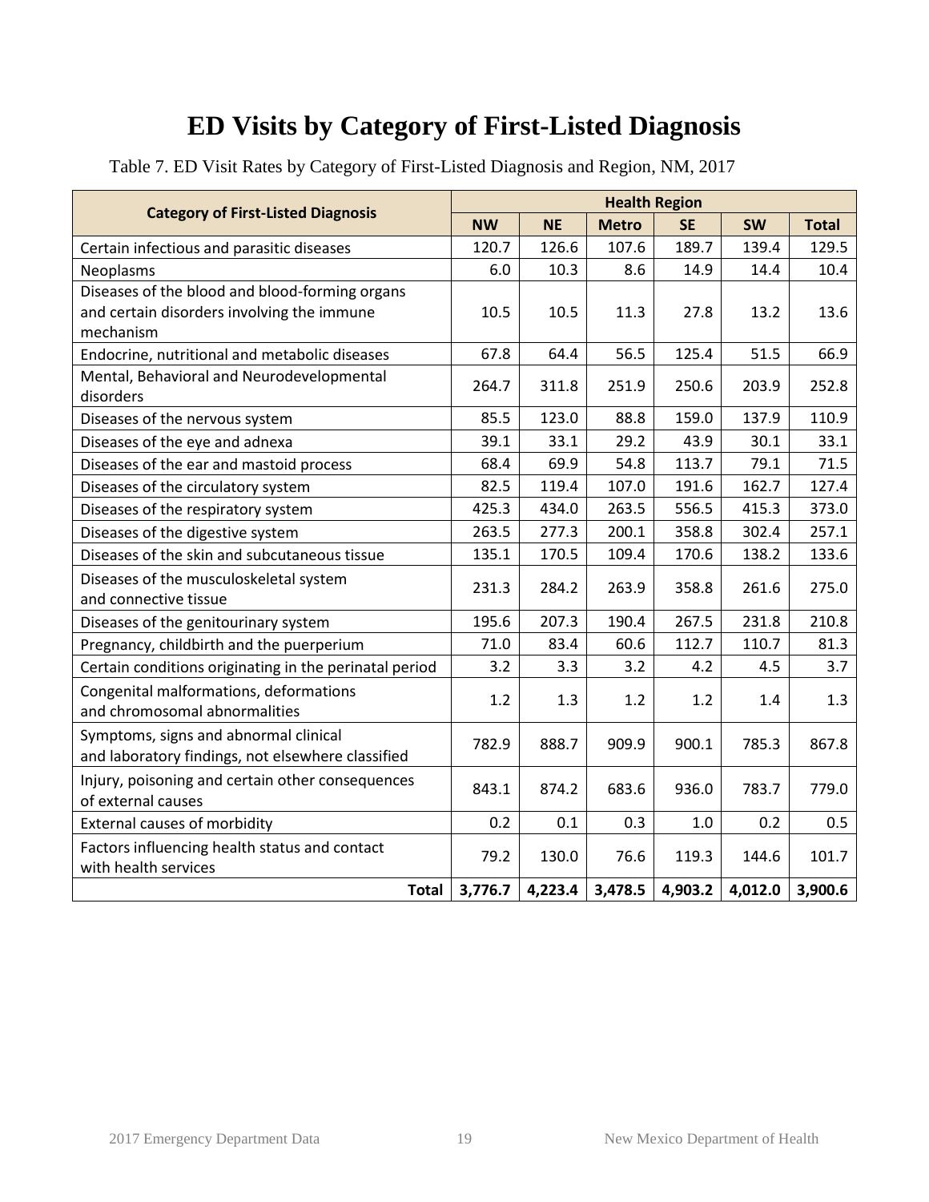# ED Visits by Category of First-Listed Diagnosis

Table 7. ED Visit Rates by Category of First-Listed Diagnosis and Region, NM, 2017

| Category of First-Listed Diagnosis | Health Region | | | | | |
|---|---|---|---|---|---|---|
| | **NW** | **NE** | **Metro** | **SE** | **SW** | **Total** |
| Certain infectious and parasitic diseases | 120.7 | 126.6 | 107.6 | 189.7 | 139.4 | 129.5 |
| Neoplasms | 6.0 | 10.3 | 8.6 | 14.9 | 14.4 | 10.4 |
| Diseases of the blood and blood-forming organs and certain disorders involving the immune mechanism | 10.5 | 10.5 | 11.3 | 27.8 | 13.2 | 13.6 |
| Endocrine, nutritional and metabolic diseases | 67.8 | 64.4 | 56.5 | 125.4 | 51.5 | 66.9 |
| Mental, Behavioral and Neurodevelopmental disorders | 264.7 | 311.8 | 251.9 | 250.6 | 203.9 | 252.8 |
| Diseases of the nervous system | 85.5 | 123.0 | 88.8 | 159.0 | 137.9 | 110.9 |
| Diseases of the eye and adnexa | 39.1 | 33.1 | 29.2 | 43.9 | 30.1 | 33.1 |
| Diseases of the ear and mastoid process | 68.4 | 69.9 | 54.8 | 113.7 | 79.1 | 71.5 |
| Diseases of the circulatory system | 82.5 | 119.4 | 107.0 | 191.6 | 162.7 | 127.4 |
| Diseases of the respiratory system | 425.3 | 434.0 | 263.5 | 556.5 | 415.3 | 373.0 |
| Diseases of the digestive system | 263.5 | 277.3 | 200.1 | 358.8 | 302.4 | 257.1 |
| Diseases of the skin and subcutaneous tissue | 135.1 | 170.5 | 109.4 | 170.6 | 138.2 | 133.6 |
| Diseases of the musculoskeletal system and connective tissue | 231.3 | 284.2 | 263.9 | 358.8 | 261.6 | 275.0 |
| Diseases of the genitourinary system | 195.6 | 207.3 | 190.4 | 267.5 | 231.8 | 210.8 |
| Pregnancy, childbirth and the puerperium | 71.0 | 83.4 | 60.6 | 112.7 | 110.7 | 81.3 |
| Certain conditions originating in the perinatal period | 3.2 | 3.3 | 3.2 | 4.2 | 4.5 | 3.7 |
| Congenital malformations, deformations and chromosomal abnormalities | 1.2 | 1.3 | 1.2 | 1.2 | 1.4 | 1.3 |
| Symptoms, signs and abnormal clinical and laboratory findings, not elsewhere classified | 782.9 | 888.7 | 909.9 | 900.1 | 785.3 | 867.8 |
| Injury, poisoning and certain other consequences of external causes | 843.1 | 874.2 | 683.6 | 936.0 | 783.7 | 779.0 |
| External causes of morbidity | 0.2 | 0.1 | 0.3 | 1.0 | 0.2 | 0.5 |
| Factors influencing health status and contact with health services | 79.2 | 130.0 | 76.6 | 119.3 | 144.6 | 101.7 |
| **Total** | **3,776.7** | **4,223.4** | **3,478.5** | **4,903.2** | **4,012.0** | **3,900.6** |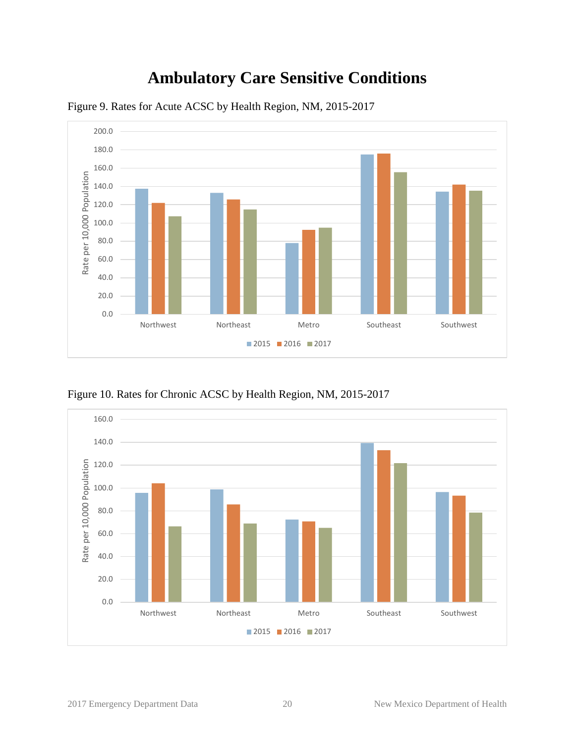# Ambulatory Care Sensitive Conditions

Figure 9. Rates for Acute ACSC by Health Region, NM, 2015-2017

Figure 10. Rates for Chronic ACSC by Health Region, NM, 2015-2017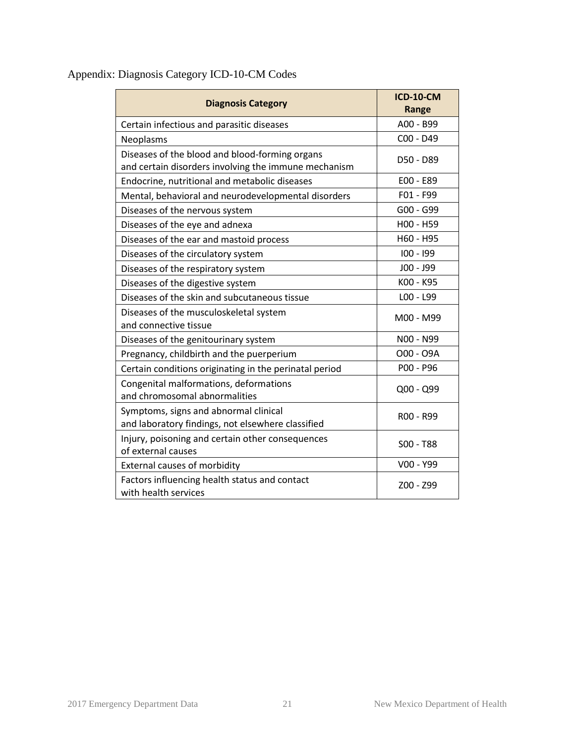## Appendix: Diagnosis Category ICD-10-CM Codes

| Diagnosis Category | ICD-10-CM Range |
|---|---|
| Certain infectious and parasitic diseases | A00 - B99 |
| Neoplasms | C00 - D49 |
| Diseases of the blood and blood-forming organs and certain disorders involving the immune mechanism | D50 - D89 |
| Endocrine, nutritional and metabolic diseases | E00 - E89 |
| Mental, behavioral and neurodevelopmental disorders | F01 - F99 |
| Diseases of the nervous system | G00 - G99 |
| Diseases of the eye and adnexa | H00 - H59 |
| Diseases of the ear and mastoid process | H60 - H95 |
| Diseases of the circulatory system | I00 - I99 |
| Diseases of the respiratory system | J00 - J99 |
| Diseases of the digestive system | K00 - K95 |
| Diseases of the skin and subcutaneous tissue | L00 - L99 |
| Diseases of the musculoskeletal system and connective tissue | M00 - M99 |
| Diseases of the genitourinary system | N00 - N99 |
| Pregnancy, childbirth and the puerperium | O00 - O9A |
| Certain conditions originating in the perinatal period | P00 - P96 |
| Congenital malformations, deformations and chromosomal abnormalities | Q00 - Q99 |
| Symptoms, signs and abnormal clinical and laboratory findings, not elsewhere classified | R00 - R99 |
| Injury, poisoning and certain other consequences of external causes | S00 - T88 |
| External causes of morbidity | V00 - Y99 |
| Factors influencing health status and contact with health services | Z00 - Z99 |